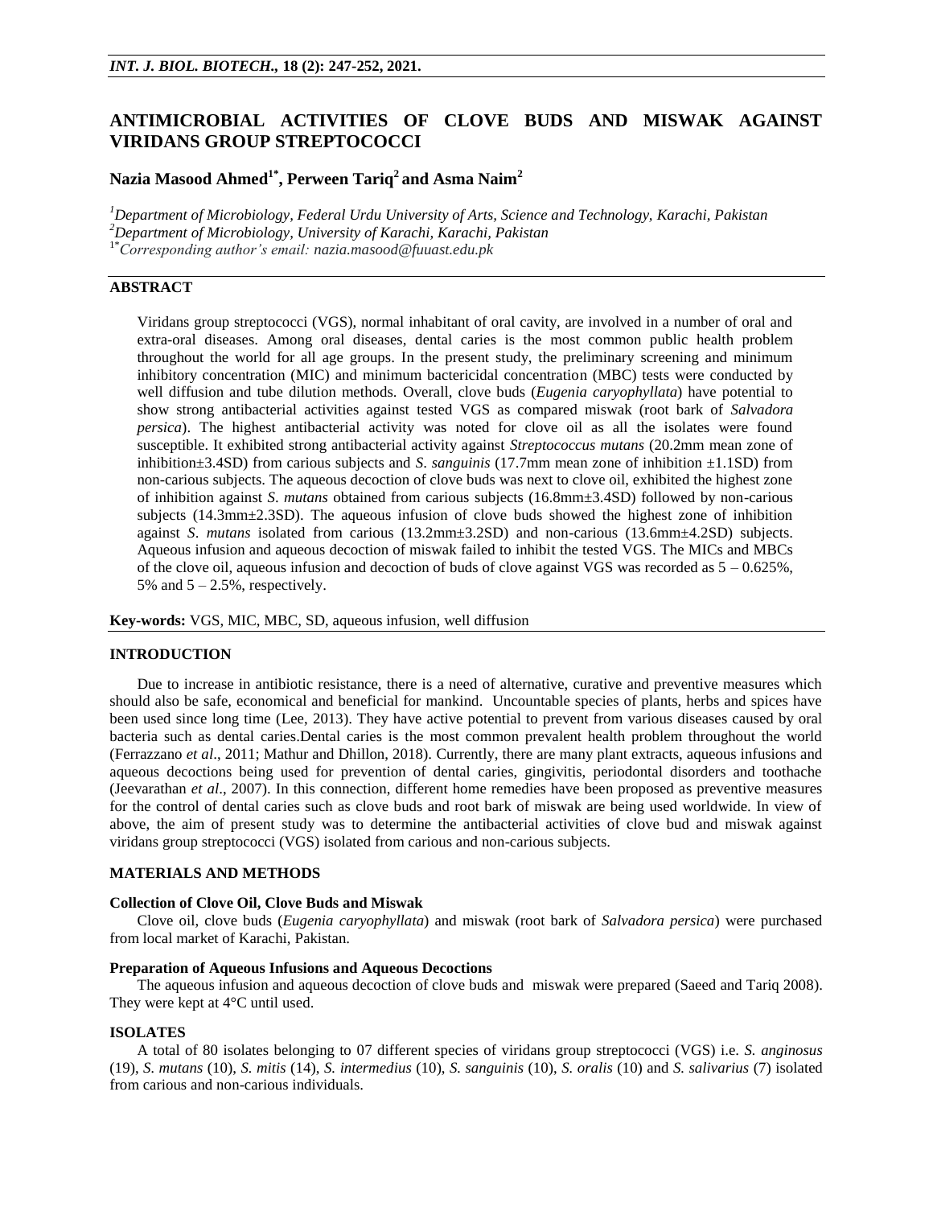# ANTIMICROBIAL ACTIVITIES OF CLOVE BUDS AND MISWAK AGAINST VIRIDANS GROUP STREPTOCOCCI

**Nazia Masood Ahmed[1*], Perween Tariq[2] and Asma Naim[2]**

*[1]Department of Microbiology, Federal Urdu University of Arts, Science and Technology, Karachi, Pakistan*
*[2]Department of Microbiology, University of Karachi, Karachi, Pakistan*
*[1*]Corresponding author's email: nazia.masood@fuuast.edu.pk*

## ABSTRACT

Viridans group streptococci (VGS), normal inhabitant of oral cavity, are involved in a number of oral and extra-oral diseases. Among oral diseases, dental caries is the most common public health problem throughout the world for all age groups. In the present study, the preliminary screening and minimum inhibitory concentration (MIC) and minimum bactericidal concentration (MBC) tests were conducted by well diffusion and tube dilution methods. Overall, clove buds (*Eugenia caryophyllata*) have potential to show strong antibacterial activities against tested VGS as compared miswak (root bark of *Salvadora persica*). The highest antibacterial activity was noted for clove oil as all the isolates were found susceptible. It exhibited strong antibacterial activity against *Streptococcus mutans* (20.2mm mean zone of inhibition±3.4SD) from carious subjects and *S. sanguinis* (17.7mm mean zone of inhibition ±1.1SD) from non-carious subjects. The aqueous decoction of clove buds was next to clove oil, exhibited the highest zone of inhibition against *S. mutans* obtained from carious subjects (16.8mm±3.4SD) followed by non-carious subjects (14.3mm±2.3SD). The aqueous infusion of clove buds showed the highest zone of inhibition against *S. mutans* isolated from carious (13.2mm±3.2SD) and non-carious (13.6mm±4.2SD) subjects. Aqueous infusion and aqueous decoction of miswak failed to inhibit the tested VGS. The MICs and MBCs of the clove oil, aqueous infusion and decoction of buds of clove against VGS was recorded as 5 – 0.625%, 5% and 5 – 2.5%, respectively.

**Key-words:** VGS, MIC, MBC, SD, aqueous infusion, well diffusion

## INTRODUCTION

Due to increase in antibiotic resistance, there is a need of alternative, curative and preventive measures which should also be safe, economical and beneficial for mankind. Uncountable species of plants, herbs and spices have been used since long time (Lee, 2013). They have active potential to prevent from various diseases caused by oral bacteria such as dental caries.Dental caries is the most common prevalent health problem throughout the world (Ferrazzano *et al*., 2011; Mathur and Dhillon, 2018). Currently, there are many plant extracts, aqueous infusions and aqueous decoctions being used for prevention of dental caries, gingivitis, periodontal disorders and toothache (Jeevarathan *et al*., 2007). In this connection, different home remedies have been proposed as preventive measures for the control of dental caries such as clove buds and root bark of miswak are being used worldwide. In view of above, the aim of present study was to determine the antibacterial activities of clove bud and miswak against viridans group streptococci (VGS) isolated from carious and non-carious subjects.

## MATERIALS AND METHODS

### Collection of Clove Oil, Clove Buds and Miswak

Clove oil, clove buds (*Eugenia caryophyllata*) and miswak (root bark of *Salvadora persica*) were purchased from local market of Karachi, Pakistan.

### Preparation of Aqueous Infusions and Aqueous Decoctions

The aqueous infusion and aqueous decoction of clove buds and miswak were prepared (Saeed and Tariq 2008). They were kept at 4°C until used.

### ISOLATES

A total of 80 isolates belonging to 07 different species of viridans group streptococci (VGS) i.e. *S. anginosus* (19), *S. mutans* (10), *S. mitis* (14), *S. intermedius* (10), *S. sanguinis* (10), *S. oralis* (10) and *S. salivarius* (7) isolated from carious and non-carious individuals.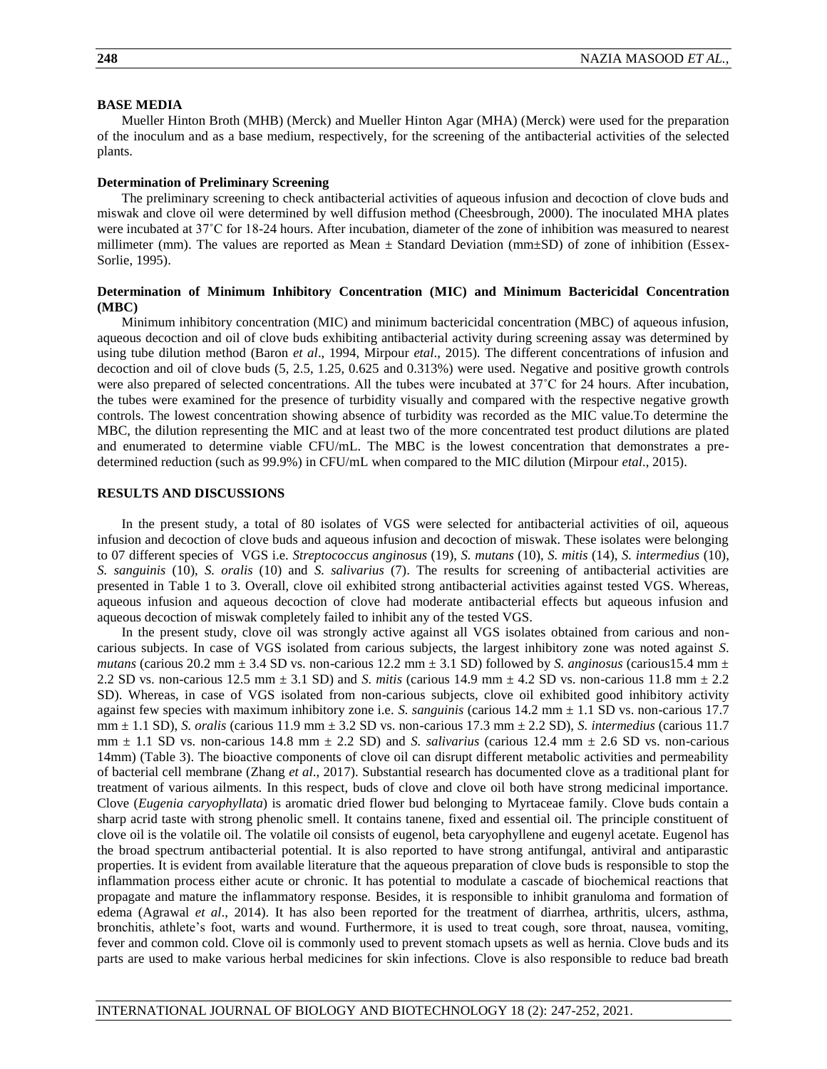### BASE MEDIA

Mueller Hinton Broth (MHB) (Merck) and Mueller Hinton Agar (MHA) (Merck) were used for the preparation of the inoculum and as a base medium, respectively, for the screening of the antibacterial activities of the selected plants.

### Determination of Preliminary Screening

The preliminary screening to check antibacterial activities of aqueous infusion and decoction of clove buds and miswak and clove oil were determined by well diffusion method (Cheesbrough, 2000). The inoculated MHA plates were incubated at 37˚C for 18-24 hours. After incubation, diameter of the zone of inhibition was measured to nearest millimeter (mm). The values are reported as Mean ± Standard Deviation (mm±SD) of zone of inhibition (Essex-Sorlie, 1995).

### Determination of Minimum Inhibitory Concentration (MIC) and Minimum Bactericidal Concentration (MBC)

Minimum inhibitory concentration (MIC) and minimum bactericidal concentration (MBC) of aqueous infusion, aqueous decoction and oil of clove buds exhibiting antibacterial activity during screening assay was determined by using tube dilution method (Baron *et al*., 1994, Mirpour *etal*., 2015). The different concentrations of infusion and decoction and oil of clove buds (5, 2.5, 1.25, 0.625 and 0.313%) were used. Negative and positive growth controls were also prepared of selected concentrations. All the tubes were incubated at 37˚C for 24 hours. After incubation, the tubes were examined for the presence of turbidity visually and compared with the respective negative growth controls. The lowest concentration showing absence of turbidity was recorded as the MIC value.To determine the MBC, the dilution representing the MIC and at least two of the more concentrated test product dilutions are plated and enumerated to determine viable CFU/mL. The MBC is the lowest concentration that demonstrates a pre-determined reduction (such as 99.9%) in CFU/mL when compared to the MIC dilution (Mirpour *etal*., 2015).

## RESULTS AND DISCUSSIONS

In the present study, a total of 80 isolates of VGS were selected for antibacterial activities of oil, aqueous infusion and decoction of clove buds and aqueous infusion and decoction of miswak. These isolates were belonging to 07 different species of VGS i.e. *Streptococcus anginosus* (19), *S. mutans* (10), *S. mitis* (14), *S. intermedius* (10), *S. sanguinis* (10), *S. oralis* (10) and *S. salivarius* (7). The results for screening of antibacterial activities are presented in Table 1 to 3. Overall, clove oil exhibited strong antibacterial activities against tested VGS. Whereas, aqueous infusion and aqueous decoction of clove had moderate antibacterial effects but aqueous infusion and aqueous decoction of miswak completely failed to inhibit any of the tested VGS.

In the present study, clove oil was strongly active against all VGS isolates obtained from carious and non-carious subjects. In case of VGS isolated from carious subjects, the largest inhibitory zone was noted against *S. mutans* (carious 20.2 mm ± 3.4 SD vs. non-carious 12.2 mm ± 3.1 SD) followed by *S. anginosus* (carious15.4 mm ± 2.2 SD vs. non-carious 12.5 mm ± 3.1 SD) and *S. mitis* (carious 14.9 mm ± 4.2 SD vs. non-carious 11.8 mm ± 2.2 SD). Whereas, in case of VGS isolated from non-carious subjects, clove oil exhibited good inhibitory activity against few species with maximum inhibitory zone i.e. *S. sanguinis* (carious 14.2 mm ± 1.1 SD vs. non-carious 17.7 mm ± 1.1 SD), *S. oralis* (carious 11.9 mm ± 3.2 SD vs. non-carious 17.3 mm ± 2.2 SD), *S. intermedius* (carious 11.7 mm ± 1.1 SD vs. non-carious 14.8 mm ± 2.2 SD) and *S. salivarius* (carious 12.4 mm ± 2.6 SD vs. non-carious 14mm) (Table 3). The bioactive components of clove oil can disrupt different metabolic activities and permeability of bacterial cell membrane (Zhang *et al*., 2017). Substantial research has documented clove as a traditional plant for treatment of various ailments. In this respect, buds of clove and clove oil both have strong medicinal importance. Clove (*Eugenia caryophyllata*) is aromatic dried flower bud belonging to Myrtaceae family. Clove buds contain a sharp acrid taste with strong phenolic smell. It contains tanene, fixed and essential oil. The principle constituent of clove oil is the volatile oil. The volatile oil consists of eugenol, beta caryophyllene and eugenyl acetate. Eugenol has the broad spectrum antibacterial potential. It is also reported to have strong antifungal, antiviral and antiparastic properties. It is evident from available literature that the aqueous preparation of clove buds is responsible to stop the inflammation process either acute or chronic. It has potential to modulate a cascade of biochemical reactions that propagate and mature the inflammatory response. Besides, it is responsible to inhibit granuloma and formation of edema (Agrawal *et al*., 2014). It has also been reported for the treatment of diarrhea, arthritis, ulcers, asthma, bronchitis, athlete's foot, warts and wound. Furthermore, it is used to treat cough, sore throat, nausea, vomiting, fever and common cold. Clove oil is commonly used to prevent stomach upsets as well as hernia. Clove buds and its parts are used to make various herbal medicines for skin infections. Clove is also responsible to reduce bad breath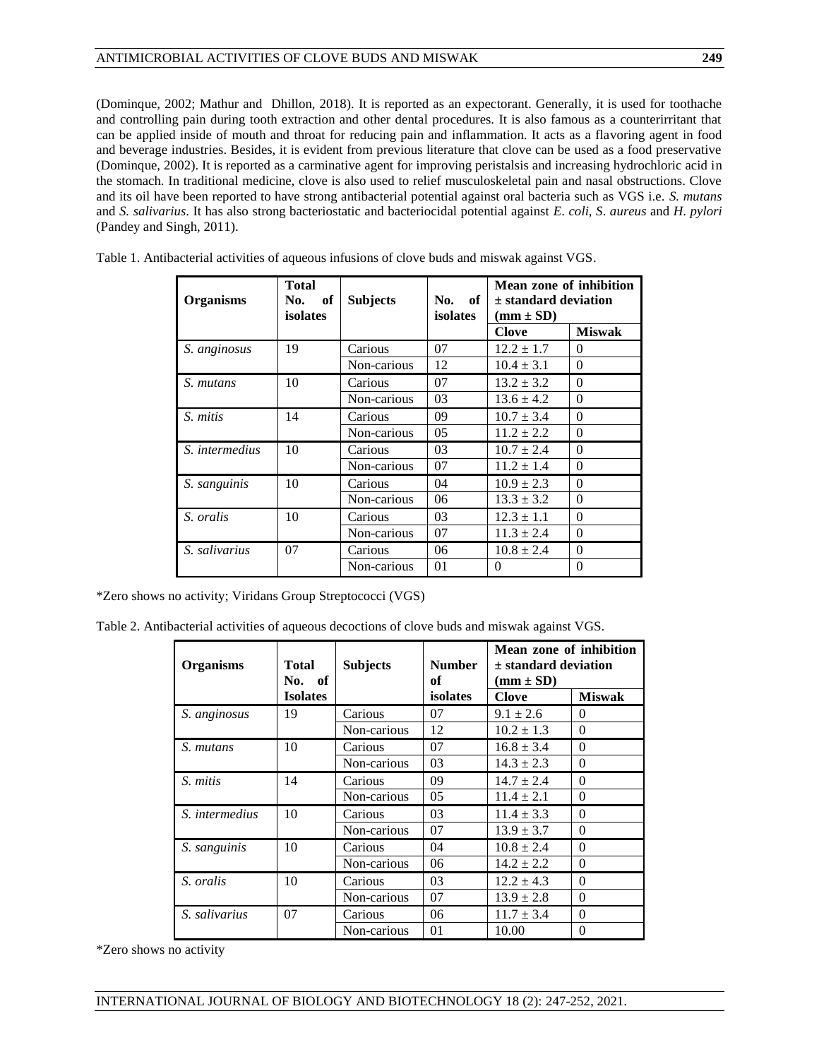(Dominque, 2002; Mathur and Dhillon, 2018). It is reported as an expectorant. Generally, it is used for toothache and controlling pain during tooth extraction and other dental procedures. It is also famous as a counterirritant that can be applied inside of mouth and throat for reducing pain and inflammation. It acts as a flavoring agent in food and beverage industries. Besides, it is evident from previous literature that clove can be used as a food preservative (Dominque, 2002). It is reported as a carminative agent for improving peristalsis and increasing hydrochloric acid in the stomach. In traditional medicine, clove is also used to relief musculoskeletal pain and nasal obstructions. Clove and its oil have been reported to have strong antibacterial potential against oral bacteria such as VGS i.e. *S. mutans* and *S. salivarius*. It has also strong bacteriostatic and bacteriocidal potential against *E. coli*, *S. aureus* and *H. pylori* (Pandey and Singh, 2011).

Table 1. Antibacterial activities of aqueous infusions of clove buds and miswak against VGS.

| Organisms | Total No. of isolates | Subjects | No. of isolates | Mean zone of inhibition ± standard deviation (mm ± SD) | |
|---|---|---|---|---|---|
| | | | | **Clove** | **Miswak** |
| *S. anginosus* | 19 | Carious | 07 | 12.2 ± 1.7 | 0 |
| | | Non-carious | 12 | 10.4 ± 3.1 | 0 |
| *S. mutans* | 10 | Carious | 07 | 13.2 ± 3.2 | 0 |
| | | Non-carious | 03 | 13.6 ± 4.2 | 0 |
| *S. mitis* | 14 | Carious | 09 | 10.7 ± 3.4 | 0 |
| | | Non-carious | 05 | 11.2 ± 2.2 | 0 |
| *S. intermedius* | 10 | Carious | 03 | 10.7 ± 2.4 | 0 |
| | | Non-carious | 07 | 11.2 ± 1.4 | 0 |
| *S. sanguinis* | 10 | Carious | 04 | 10.9 ± 2.3 | 0 |
| | | Non-carious | 06 | 13.3 ± 3.2 | 0 |
| *S. oralis* | 10 | Carious | 03 | 12.3 ± 1.1 | 0 |
| | | Non-carious | 07 | 11.3 ± 2.4 | 0 |
| *S. salivarius* | 07 | Carious | 06 | 10.8 ± 2.4 | 0 |
| | | Non-carious | 01 | 0 | 0 |

*Zero shows no activity; Viridans Group Streptococci (VGS)

Table 2. Antibacterial activities of aqueous decoctions of clove buds and miswak against VGS.

| Organisms | Total No. of Isolates | Subjects | Number of isolates | Mean zone of inhibition ± standard deviation (mm ± SD) | |
|---|---|---|---|---|---|
| | | | | **Clove** | **Miswak** |
| *S. anginosus* | 19 | Carious | 07 | 9.1 ± 2.6 | 0 |
| | | Non-carious | 12 | 10.2 ± 1.3 | 0 |
| *S. mutans* | 10 | Carious | 07 | 16.8 ± 3.4 | 0 |
| | | Non-carious | 03 | 14.3 ± 2.3 | 0 |
| *S. mitis* | 14 | Carious | 09 | 14.7 ± 2.4 | 0 |
| | | Non-carious | 05 | 11.4 ± 2.1 | 0 |
| *S. intermedius* | 10 | Carious | 03 | 11.4 ± 3.3 | 0 |
| | | Non-carious | 07 | 13.9 ± 3.7 | 0 |
| *S. sanguinis* | 10 | Carious | 04 | 10.8 ± 2.4 | 0 |
| | | Non-carious | 06 | 14.2 ± 2.2 | 0 |
| *S. oralis* | 10 | Carious | 03 | 12.2 ± 4.3 | 0 |
| | | Non-carious | 07 | 13.9 ± 2.8 | 0 |
| *S. salivarius* | 07 | Carious | 06 | 11.7 ± 3.4 | 0 |
| | | Non-carious | 01 | 10.00 | 0 |

*Zero shows no activity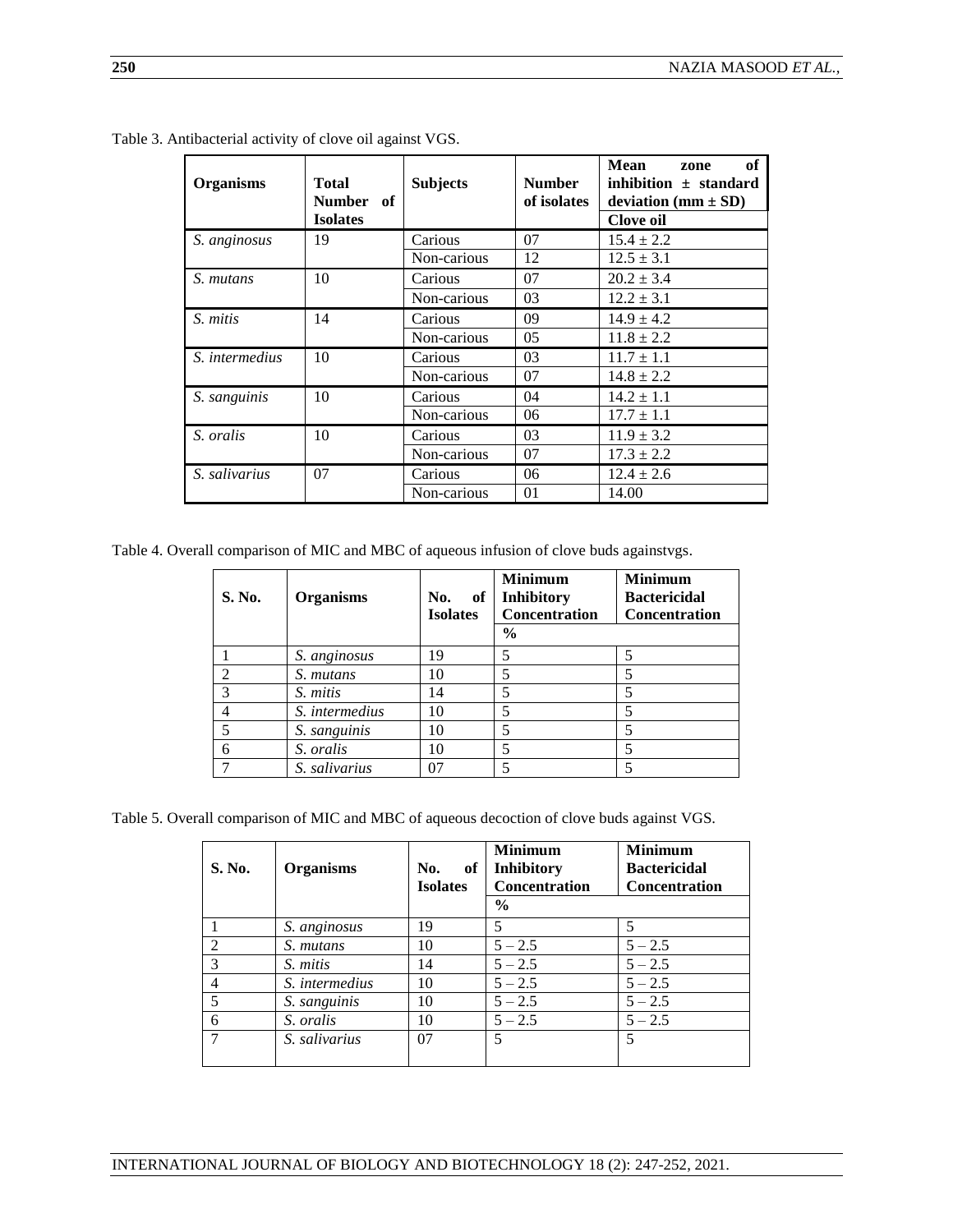Table 3. Antibacterial activity of clove oil against VGS.

| Organisms | Total Number of Isolates | Subjects | Number of isolates | Mean zone of inhibition ± standard deviation (mm ± SD) |
|---|---|---|---|---|
| | | | | Clove oil |
| *S. anginosus* | 19 | Carious | 07 | 15.4 ± 2.2 |
| | | Non-carious | 12 | 12.5 ± 3.1 |
| *S. mutans* | 10 | Carious | 07 | 20.2 ± 3.4 |
| | | Non-carious | 03 | 12.2 ± 3.1 |
| *S. mitis* | 14 | Carious | 09 | 14.9 ± 4.2 |
| | | Non-carious | 05 | 11.8 ± 2.2 |
| *S. intermedius* | 10 | Carious | 03 | 11.7 ± 1.1 |
| | | Non-carious | 07 | 14.8 ± 2.2 |
| *S. sanguinis* | 10 | Carious | 04 | 14.2 ± 1.1 |
| | | Non-carious | 06 | 17.7 ± 1.1 |
| *S. oralis* | 10 | Carious | 03 | 11.9 ± 3.2 |
| | | Non-carious | 07 | 17.3 ± 2.2 |
| *S. salivarius* | 07 | Carious | 06 | 12.4 ± 2.6 |
| | | Non-carious | 01 | 14.00 |

Table 4. Overall comparison of MIC and MBC of aqueous infusion of clove buds againstvgs.

| S. No. | Organisms | No. of Isolates | Minimum Inhibitory Concentration | Minimum Bactericidal Concentration |
|---|---|---|---|---|
| | | | % | |
| 1 | *S. anginosus* | 19 | 5 | 5 |
| 2 | *S. mutans* | 10 | 5 | 5 |
| 3 | *S. mitis* | 14 | 5 | 5 |
| 4 | *S. intermedius* | 10 | 5 | 5 |
| 5 | *S. sanguinis* | 10 | 5 | 5 |
| 6 | *S. oralis* | 10 | 5 | 5 |
| 7 | *S. salivarius* | 07 | 5 | 5 |

Table 5. Overall comparison of MIC and MBC of aqueous decoction of clove buds against VGS.

| S. No. | Organisms | No. of Isolates | Minimum Inhibitory Concentration | Minimum Bactericidal Concentration |
|---|---|---|---|---|
| | | | % | |
| 1 | *S. anginosus* | 19 | 5 | 5 |
| 2 | *S. mutans* | 10 | 5 – 2.5 | 5 – 2.5 |
| 3 | *S. mitis* | 14 | 5 – 2.5 | 5 – 2.5 |
| 4 | *S. intermedius* | 10 | 5 – 2.5 | 5 – 2.5 |
| 5 | *S. sanguinis* | 10 | 5 – 2.5 | 5 – 2.5 |
| 6 | *S. oralis* | 10 | 5 – 2.5 | 5 – 2.5 |
| 7 | *S. salivarius* | 07 | 5 | 5 |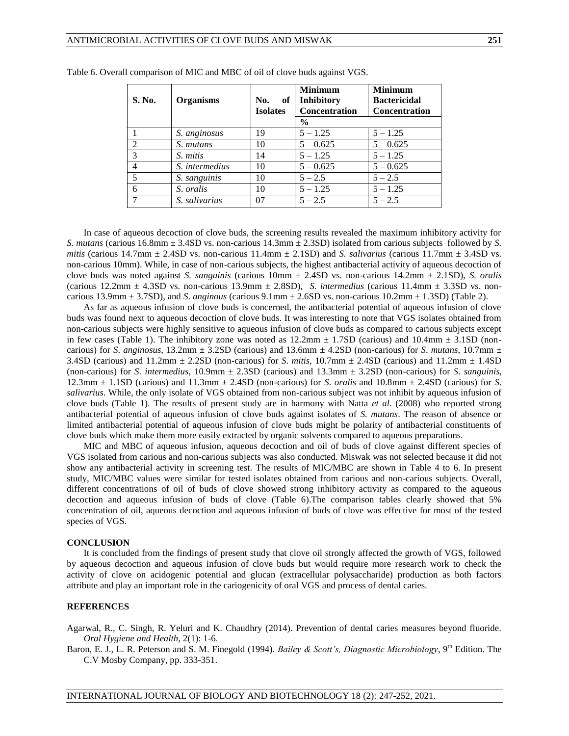Table 6. Overall comparison of MIC and MBC of oil of clove buds against VGS.

| S. No. | Organisms | No. of Isolates | Minimum Inhibitory Concentration | Minimum Bactericidal Concentration |
|---|---|---|---|---|
| | | | % | |
| 1 | *S. anginosus* | 19 | 5 – 1.25 | 5 – 1.25 |
| 2 | *S. mutans* | 10 | 5 – 0.625 | 5 – 0.625 |
| 3 | *S. mitis* | 14 | 5 – 1.25 | 5 – 1.25 |
| 4 | *S. intermedius* | 10 | 5 – 0.625 | 5 – 0.625 |
| 5 | *S. sanguinis* | 10 | 5 – 2.5 | 5 – 2.5 |
| 6 | *S. oralis* | 10 | 5 – 1.25 | 5 – 1.25 |
| 7 | *S. salivarius* | 07 | 5 – 2.5 | 5 – 2.5 |

In case of aqueous decoction of clove buds, the screening results revealed the maximum inhibitory activity for *S. mutans* (carious 16.8mm ± 3.4SD vs. non-carious 14.3mm ± 2.3SD) isolated from carious subjects followed by *S. mitis* (carious 14.7mm ± 2.4SD vs. non-carious 11.4mm ± 2.1SD) and *S. salivarius* (carious 11.7mm ± 3.4SD vs. non-carious 10mm). While, in case of non-carious subjects, the highest antibacterial activity of aqueous decoction of clove buds was noted against *S. sanguinis* (carious 10mm ± 2.4SD vs. non-carious 14.2mm ± 2.1SD), *S. oralis* (carious 12.2mm ± 4.3SD vs. non-carious 13.9mm ± 2.8SD), *S. intermedius* (carious 11.4mm ± 3.3SD vs. non-carious 13.9mm ± 3.7SD), and *S. anginous* (carious 9.1mm ± 2.6SD vs. non-carious 10.2mm ± 1.3SD) (Table 2).

As far as aqueous infusion of clove buds is concerned, the antibacterial potential of aqueous infusion of clove buds was found next to aqueous decoction of clove buds. It was interesting to note that VGS isolates obtained from non-carious subjects were highly sensitive to aqueous infusion of clove buds as compared to carious subjects except in few cases (Table 1). The inhibitory zone was noted as 12.2mm ± 1.7SD (carious) and 10.4mm ± 3.1SD (non-carious) for *S. anginosus*, 13.2mm ± 3.2SD (carious) and 13.6mm ± 4.2SD (non-carious) for *S. mutans*, 10.7mm ± 3.4SD (carious) and 11.2mm ± 2.2SD (non-carious) for *S. mitis*, 10.7mm ± 2.4SD (carious) and 11.2mm ± 1.4SD (non-carious) for *S. intermedius*, 10.9mm ± 2.3SD (carious) and 13.3mm ± 3.2SD (non-carious) for *S. sanguinis*, 12.3mm ± 1.1SD (carious) and 11.3mm ± 2.4SD (non-carious) for *S. oralis* and 10.8mm ± 2.4SD (carious) for *S. salivarius*. While, the only isolate of VGS obtained from non-carious subject was not inhibit by aqueous infusion of clove buds (Table 1). The results of present study are in harmony with Natta *et al*. (2008) who reported strong antibacterial potential of aqueous infusion of clove buds against isolates of *S. mutans*. The reason of absence or limited antibacterial potential of aqueous infusion of clove buds might be polarity of antibacterial constituents of clove buds which make them more easily extracted by organic solvents compared to aqueous preparations.

MIC and MBC of aqueous infusion, aqueous decoction and oil of buds of clove against different species of VGS isolated from carious and non-carious subjects was also conducted. Miswak was not selected because it did not show any antibacterial activity in screening test. The results of MIC/MBC are shown in Table 4 to 6. In present study, MIC/MBC values were similar for tested isolates obtained from carious and non-carious subjects. Overall, different concentrations of oil of buds of clove showed strong inhibitory activity as compared to the aqueous decoction and aqueous infusion of buds of clove (Table 6).The comparison tables clearly showed that 5% concentration of oil, aqueous decoction and aqueous infusion of buds of clove was effective for most of the tested species of VGS.

## CONCLUSION

It is concluded from the findings of present study that clove oil strongly affected the growth of VGS, followed by aqueous decoction and aqueous infusion of clove buds but would require more research work to check the activity of clove on acidogenic potential and glucan (extracellular polysaccharide) production as both factors attribute and play an important role in the cariogenicity of oral VGS and process of dental caries.

## REFERENCES

Agarwal, R., C. Singh, R. Yeluri and K. Chaudhry (2014). Prevention of dental caries measures beyond fluoride. *Oral Hygiene and Health*, 2(1): 1-6.

Baron, E. J., L. R. Peterson and S. M. Finegold (1994). *Bailey & Scott's, Diagnostic Microbiology*, 9th Edition. The C.V Mosby Company, pp. 333-351.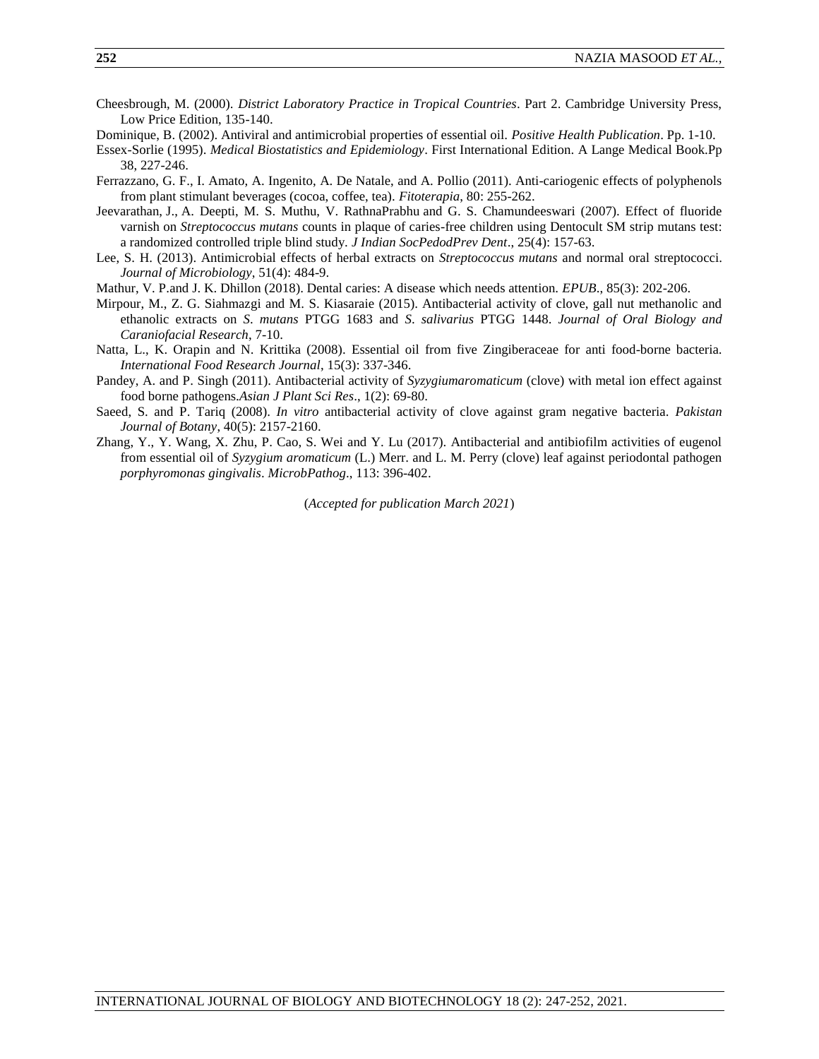Cheesbrough, M. (2000). *District Laboratory Practice in Tropical Countries*. Part 2. Cambridge University Press, Low Price Edition, 135-140.

Dominique, B. (2002). Antiviral and antimicrobial properties of essential oil. *Positive Health Publication*. Pp. 1-10.

Essex-Sorlie (1995). *Medical Biostatistics and Epidemiology*. First International Edition. A Lange Medical Book.Pp 38, 227-246.

Ferrazzano, G. F., I. Amato, A. Ingenito, A. De Natale, and A. Pollio (2011). Anti-cariogenic effects of polyphenols from plant stimulant beverages (cocoa, coffee, tea). *Fitoterapia*, 80: 255-262.

Jeevarathan, J., A. Deepti, M. S. Muthu, V. RathnaPrabhu and G. S. Chamundeeswari (2007). Effect of fluoride varnish on *Streptococcus mutans* counts in plaque of caries-free children using Dentocult SM strip mutans test: a randomized controlled triple blind study. *J Indian SocPedodPrev Dent*., 25(4): 157-63.

Lee, S. H. (2013). Antimicrobial effects of herbal extracts on *Streptococcus mutans* and normal oral streptococci. *Journal of Microbiology*, 51(4): 484-9.

Mathur, V. P.and J. K. Dhillon (2018). Dental caries: A disease which needs attention. *EPUB*., 85(3): 202-206.

Mirpour, M., Z. G. Siahmazgi and M. S. Kiasaraie (2015). Antibacterial activity of clove, gall nut methanolic and ethanolic extracts on *S. mutans* PTGG 1683 and *S. salivarius* PTGG 1448. *Journal of Oral Biology and Caraniofacial Research*, 7-10.

Natta, L., K. Orapin and N. Krittika (2008). Essential oil from five Zingiberaceae for anti food-borne bacteria. *International Food Research Journal*, 15(3): 337-346.

Pandey, A. and P. Singh (2011). Antibacterial activity of *Syzygiumaromaticum* (clove) with metal ion effect against food borne pathogens.*Asian J Plant Sci Res*., 1(2): 69-80.

Saeed, S. and P. Tariq (2008). *In vitro* antibacterial activity of clove against gram negative bacteria. *Pakistan Journal of Botany*, 40(5): 2157-2160.

Zhang, Y., Y. Wang, X. Zhu, P. Cao, S. Wei and Y. Lu (2017). Antibacterial and antibiofilm activities of eugenol from essential oil of *Syzygium aromaticum* (L.) Merr. and L. M. Perry (clove) leaf against periodontal pathogen *porphyromonas gingivalis*. *MicrobPathog*., 113: 396-402.

(*Accepted for publication March 2021*)